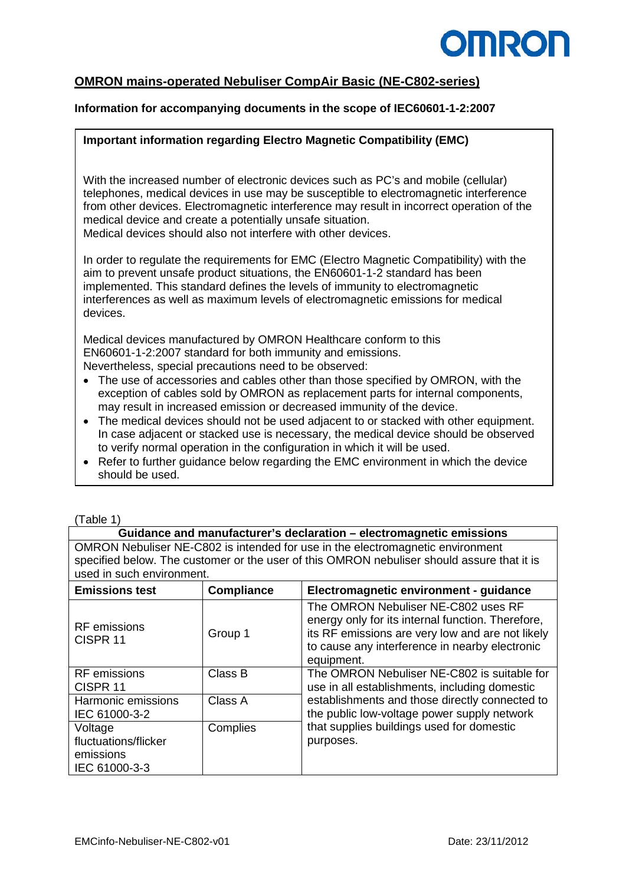## OMRON mains-operated Nebuliser CompAir Basic (NE-C802-series)

**Information for accompanying documents in the scope of IEC60601-1-2:2007**

**Important information regarding Electro Magnetic Compatibility (EMC)**

With the increased number of electronic devices such as PC's and mobile (cellular) telephones, medical devices in use may be susceptible to electromagnetic interference from other devices. Electromagnetic interference may result in incorrect operation of the medical device and create a potentially unsafe situation.
Medical devices should also not interfere with other devices.

In order to regulate the requirements for EMC (Electro Magnetic Compatibility) with the aim to prevent unsafe product situations, the EN60601-1-2 standard has been implemented. This standard defines the levels of immunity to electromagnetic interferences as well as maximum levels of electromagnetic emissions for medical devices.

Medical devices manufactured by OMRON Healthcare conform to this EN60601-1-2:2007 standard for both immunity and emissions.
Nevertheless, special precautions need to be observed:

- The use of accessories and cables other than those specified by OMRON, with the exception of cables sold by OMRON as replacement parts for internal components, may result in increased emission or decreased immunity of the device.
- The medical devices should not be used adjacent to or stacked with other equipment. In case adjacent or stacked use is necessary, the medical device should be observed to verify normal operation in the configuration in which it will be used.
- Refer to further guidance below regarding the EMC environment in which the device should be used.

(Table 1)

**Guidance and manufacturer's declaration – electromagnetic emissions**

OMRON Nebuliser NE-C802 is intended for use in the electromagnetic environment specified below. The customer or the user of this OMRON nebuliser should assure that it is used in such environment.

| Emissions test | Compliance | Electromagnetic environment - guidance |
|---|---|---|
| RF emissions CISPR 11 | Group 1 | The OMRON Nebuliser NE-C802 uses RF energy only for its internal function. Therefore, its RF emissions are very low and are not likely to cause any interference in nearby electronic equipment. |
| RF emissions CISPR 11 | Class B | The OMRON Nebuliser NE-C802 is suitable for use in all establishments, including domestic establishments and those directly connected to the public low-voltage power supply network that supplies buildings used for domestic purposes. |
| Harmonic emissions IEC 61000-3-2 | Class A | |
| Voltage fluctuations/flicker emissions IEC 61000-3-3 | Complies | |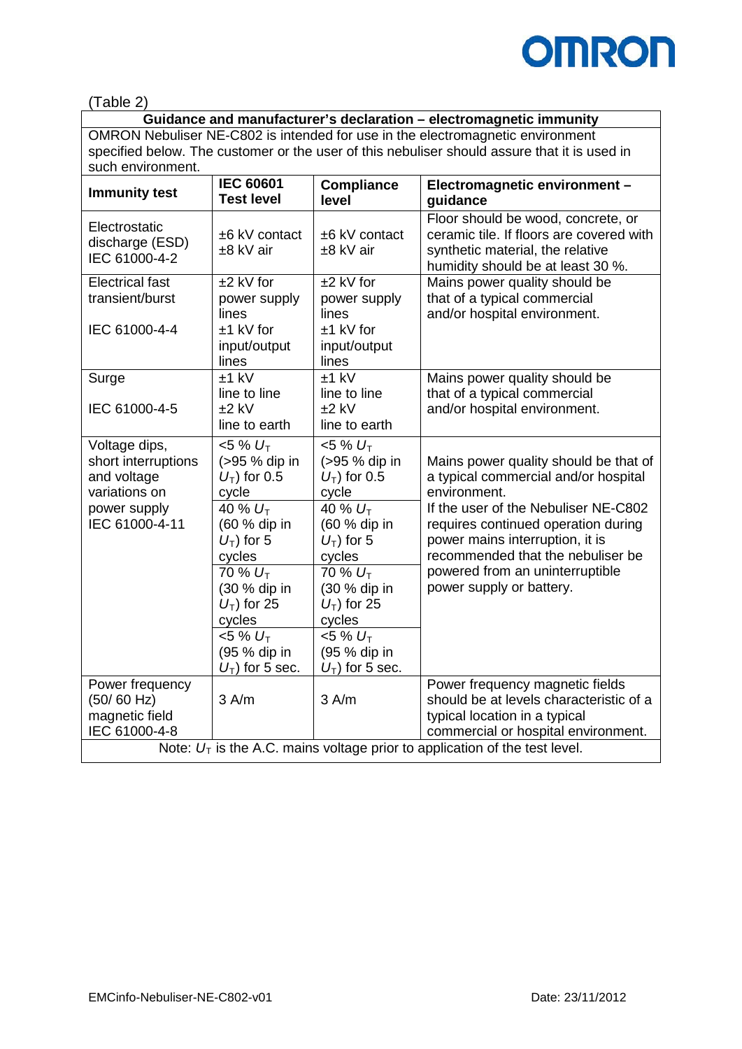(Table 2)

**Guidance and manufacturer's declaration – electromagnetic immunity**

OMRON Nebuliser NE-C802 is intended for use in the electromagnetic environment specified below. The customer or the user of this nebuliser should assure that it is used in such environment.

| Immunity test | IEC 60601 Test level | Compliance level | Electromagnetic environment – guidance |
|---|---|---|---|
| Electrostatic discharge (ESD) IEC 61000-4-2 | ±6 kV contact<br>±8 kV air | ±6 kV contact<br>±8 kV air | Floor should be wood, concrete, or ceramic tile. If floors are covered with synthetic material, the relative humidity should be at least 30 %. |
| Electrical fast transient/burst<br><br>IEC 61000-4-4 | ±2 kV for power supply lines<br>±1 kV for input/output lines | ±2 kV for power supply lines<br>±1 kV for input/output lines | Mains power quality should be that of a typical commercial and/or hospital environment. |
| Surge<br><br>IEC 61000-4-5 | ±1 kV line to line<br>±2 kV line to earth | ±1 kV line to line<br>±2 kV line to earth | Mains power quality should be that of a typical commercial and/or hospital environment. |
| Voltage dips, short interruptions and voltage variations on power supply IEC 61000-4-11 | <5 % $U_T$ (>95 % dip in $U_T$) for 0.5 cycle<br>40 % $U_T$ (60 % dip in $U_T$) for 5 cycles<br>70 % $U_T$ (30 % dip in $U_T$) for 25 cycles<br><5 % $U_T$ (95 % dip in $U_T$) for 5 sec. | <5 % $U_T$ (>95 % dip in $U_T$) for 0.5 cycle<br>40 % $U_T$ (60 % dip in $U_T$) for 5 cycles<br>70 % $U_T$ (30 % dip in $U_T$) for 25 cycles<br><5 % $U_T$ (95 % dip in $U_T$) for 5 sec. | Mains power quality should be that of a typical commercial and/or hospital environment.<br>If the user of the Nebuliser NE-C802 requires continued operation during power mains interruption, it is recommended that the nebuliser be powered from an uninterruptible power supply or battery. |
| Power frequency (50/ 60 Hz) magnetic field IEC 61000-4-8 | 3 A/m | 3 A/m | Power frequency magnetic fields should be at levels characteristic of a typical location in a typical commercial or hospital environment. |

Note: $U_T$ is the A.C. mains voltage prior to application of the test level.

EMCinfo-Nebuliser-NE-C802-v01 Date: 23/11/2012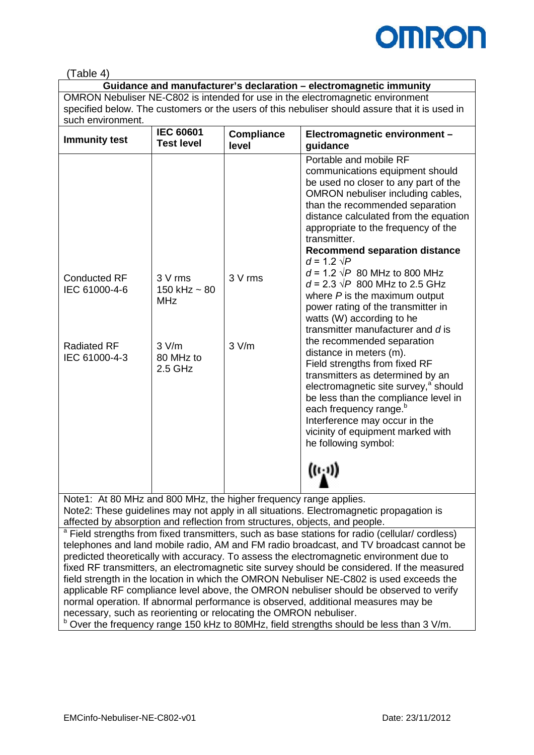(Table 4)

| Guidance and manufacturer's declaration – electromagnetic immunity | | | |
|---|---|---|---|
| OMRON Nebuliser NE-C802 is intended for use in the electromagnetic environment specified below. The customers or the users of this nebuliser should assure that it is used in such environment. | | | |
| **Immunity test** | **IEC 60601 Test level** | **Compliance level** | **Electromagnetic environment – guidance** |
| Conducted RF IEC 61000-4-6<br><br>Radiated RF IEC 61000-4-3 | 3 V rms 150 kHz ~ 80 MHz<br><br>3 V/m 80 MHz to 2.5 GHz | 3 V rms<br><br>3 V/m | Portable and mobile RF communications equipment should be used no closer to any part of the OMRON nebuliser including cables, than the recommended separation distance calculated from the equation appropriate to the frequency of the transmitter.<br>**Recommend separation distance**<br>$d = 1.2 \sqrt{P}$<br>$d = 1.2 \sqrt{P}$ 80 MHz to 800 MHz<br>$d = 2.3 \sqrt{P}$ 800 MHz to 2.5 GHz<br>where $P$ is the maximum output power rating of the transmitter in watts (W) according to he transmitter manufacturer and $d$ is the recommended separation distance in meters (m).<br>Field strengths from fixed RF transmitters as determined by an electromagnetic site survey,[a] should be less than the compliance level in each frequency range.[b]<br>Interference may occur in the vicinity of equipment marked with he following symbol: |
| Note1: At 80 MHz and 800 MHz, the higher frequency range applies.<br>Note2: These guidelines may not apply in all situations. Electromagnetic propagation is affected by absorption and reflection from structures, objects, and people. | | | |
| [a] Field strengths from fixed transmitters, such as base stations for radio (cellular/ cordless) telephones and land mobile radio, AM and FM radio broadcast, and TV broadcast cannot be predicted theoretically with accuracy. To assess the electromagnetic environment due to fixed RF transmitters, an electromagnetic site survey should be considered. If the measured field strength in the location in which the OMRON Nebuliser NE-C802 is used exceeds the applicable RF compliance level above, the OMRON nebuliser should be observed to verify normal operation. If abnormal performance is observed, additional measures may be necessary, such as reorienting or relocating the OMRON nebuliser.<br>[b] Over the frequency range 150 kHz to 80MHz, field strengths should be less than 3 V/m. | | | |

EMCinfo-Nebuliser-NE-C802-v01 Date: 23/11/2012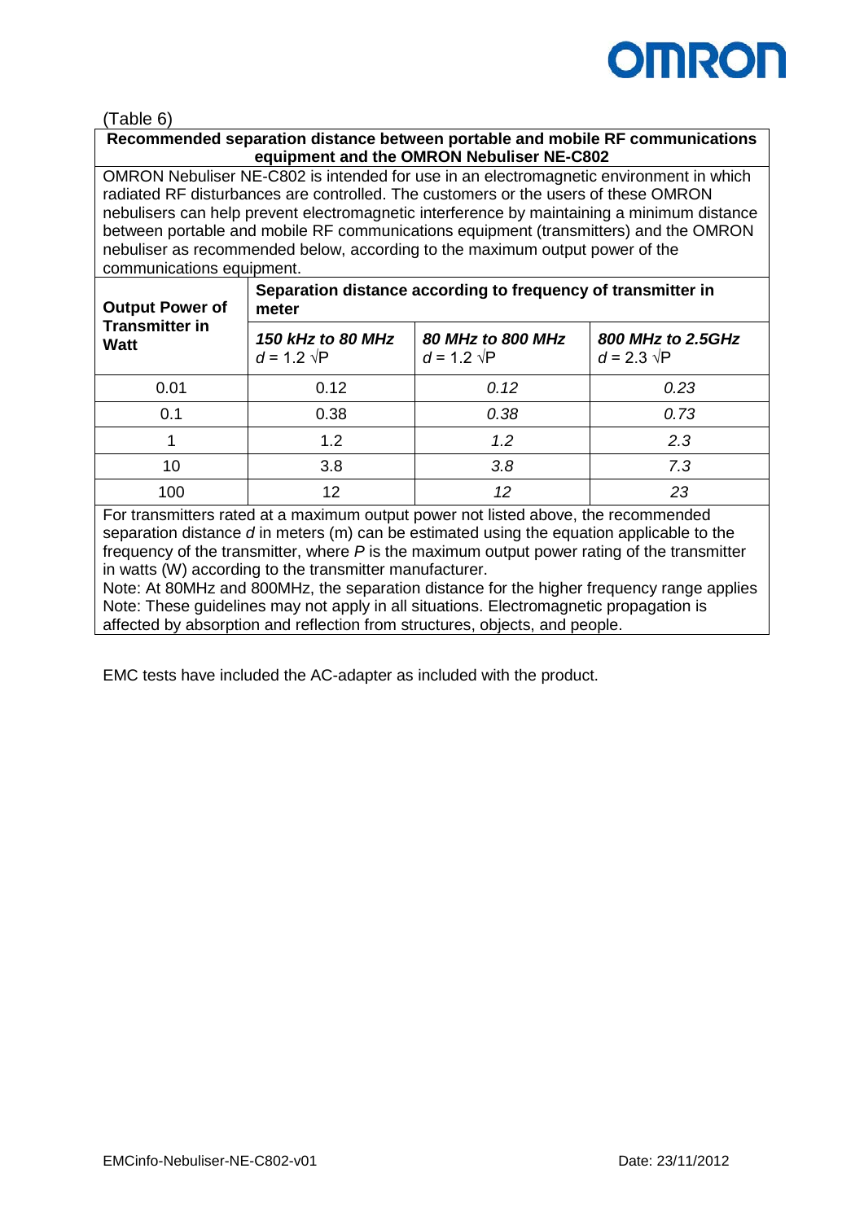(Table 6)

| **Recommended separation distance between portable and mobile RF communications equipment and the OMRON Nebuliser NE-C802** | | | |
|---|---|---|---|
| OMRON Nebuliser NE-C802 is intended for use in an electromagnetic environment in which radiated RF disturbances are controlled. The customers or the users of these OMRON nebulisers can help prevent electromagnetic interference by maintaining a minimum distance between portable and mobile RF communications equipment (transmitters) and the OMRON nebuliser as recommended below, according to the maximum output power of the communications equipment. | | | |
| **Output Power of Transmitter in Watt** | **Separation distance according to frequency of transmitter in meter** | | |
| | ***150 kHz to 80 MHz*** $d = 1.2 \sqrt{P}$ | ***80 MHz to 800 MHz*** $d = 1.2 \sqrt{P}$ | ***800 MHz to 2.5GHz*** $d = 2.3 \sqrt{P}$ |
| 0.01 | 0.12 | *0.12* | *0.23* |
| 0.1 | 0.38 | *0.38* | *0.73* |
| 1 | 1.2 | *1.2* | *2.3* |
| 10 | 3.8 | *3.8* | *7.3* |
| 100 | 12 | *12* | *23* |
| For transmitters rated at a maximum output power not listed above, the recommended separation distance *d* in meters (m) can be estimated using the equation applicable to the frequency of the transmitter, where *P* is the maximum output power rating of the transmitter in watts (W) according to the transmitter manufacturer. Note: At 80MHz and 800MHz, the separation distance for the higher frequency range applies Note: These guidelines may not apply in all situations. Electromagnetic propagation is affected by absorption and reflection from structures, objects, and people. | | | |

EMC tests have included the AC-adapter as included with the product.

EMCinfo-Nebuliser-NE-C802-v01 Date: 23/11/2012